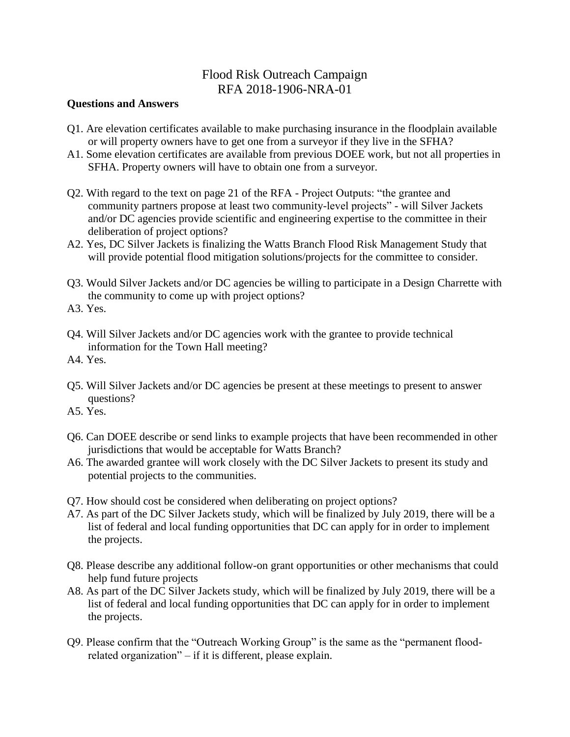# Flood Risk Outreach Campaign
## RFA 2018-1906-NRA-01

**Questions and Answers**

Q1. Are elevation certificates available to make purchasing insurance in the floodplain available or will property owners have to get one from a surveyor if they live in the SFHA?

A1. Some elevation certificates are available from previous DOEE work, but not all properties in SFHA. Property owners will have to obtain one from a surveyor.

Q2. With regard to the text on page 21 of the RFA - Project Outputs: "the grantee and community partners propose at least two community-level projects" - will Silver Jackets and/or DC agencies provide scientific and engineering expertise to the committee in their deliberation of project options?

A2. Yes, DC Silver Jackets is finalizing the Watts Branch Flood Risk Management Study that will provide potential flood mitigation solutions/projects for the committee to consider.

Q3. Would Silver Jackets and/or DC agencies be willing to participate in a Design Charrette with the community to come up with project options?

A3. Yes.

Q4. Will Silver Jackets and/or DC agencies work with the grantee to provide technical information for the Town Hall meeting?

A4. Yes.

Q5. Will Silver Jackets and/or DC agencies be present at these meetings to present to answer questions?

A5. Yes.

Q6. Can DOEE describe or send links to example projects that have been recommended in other jurisdictions that would be acceptable for Watts Branch?

A6. The awarded grantee will work closely with the DC Silver Jackets to present its study and potential projects to the communities.

Q7. How should cost be considered when deliberating on project options?

A7. As part of the DC Silver Jackets study, which will be finalized by July 2019, there will be a list of federal and local funding opportunities that DC can apply for in order to implement the projects.

Q8. Please describe any additional follow-on grant opportunities or other mechanisms that could help fund future projects

A8. As part of the DC Silver Jackets study, which will be finalized by July 2019, there will be a list of federal and local funding opportunities that DC can apply for in order to implement the projects.

Q9. Please confirm that the "Outreach Working Group" is the same as the "permanent flood-related organization" – if it is different, please explain.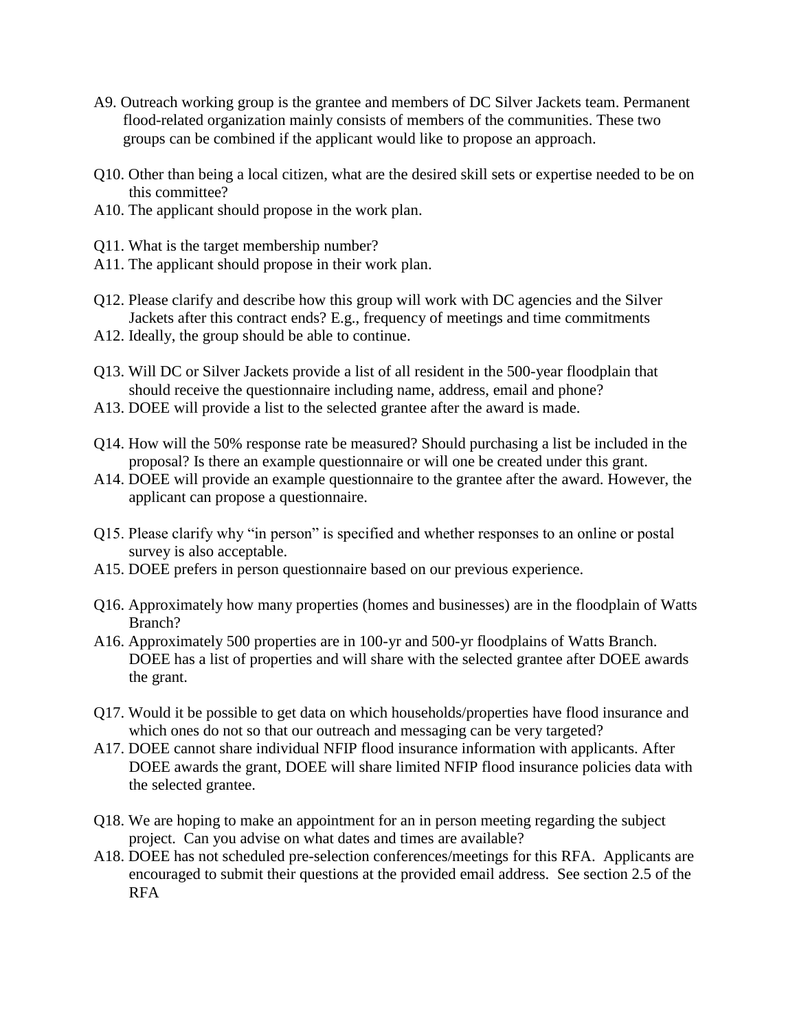A9. Outreach working group is the grantee and members of DC Silver Jackets team. Permanent flood-related organization mainly consists of members of the communities. These two groups can be combined if the applicant would like to propose an approach.

Q10. Other than being a local citizen, what are the desired skill sets or expertise needed to be on this committee?
A10. The applicant should propose in the work plan.

Q11. What is the target membership number?
A11. The applicant should propose in their work plan.

Q12. Please clarify and describe how this group will work with DC agencies and the Silver Jackets after this contract ends? E.g., frequency of meetings and time commitments
A12. Ideally, the group should be able to continue.

Q13. Will DC or Silver Jackets provide a list of all resident in the 500-year floodplain that should receive the questionnaire including name, address, email and phone?
A13. DOEE will provide a list to the selected grantee after the award is made.

Q14. How will the 50% response rate be measured? Should purchasing a list be included in the proposal? Is there an example questionnaire or will one be created under this grant.
A14. DOEE will provide an example questionnaire to the grantee after the award. However, the applicant can propose a questionnaire.

Q15. Please clarify why "in person" is specified and whether responses to an online or postal survey is also acceptable.
A15. DOEE prefers in person questionnaire based on our previous experience.

Q16. Approximately how many properties (homes and businesses) are in the floodplain of Watts Branch?
A16. Approximately 500 properties are in 100-yr and 500-yr floodplains of Watts Branch. DOEE has a list of properties and will share with the selected grantee after DOEE awards the grant.

Q17. Would it be possible to get data on which households/properties have flood insurance and which ones do not so that our outreach and messaging can be very targeted?
A17. DOEE cannot share individual NFIP flood insurance information with applicants. After DOEE awards the grant, DOEE will share limited NFIP flood insurance policies data with the selected grantee.

Q18. We are hoping to make an appointment for an in person meeting regarding the subject project. Can you advise on what dates and times are available?
A18. DOEE has not scheduled pre-selection conferences/meetings for this RFA. Applicants are encouraged to submit their questions at the provided email address. See section 2.5 of the RFA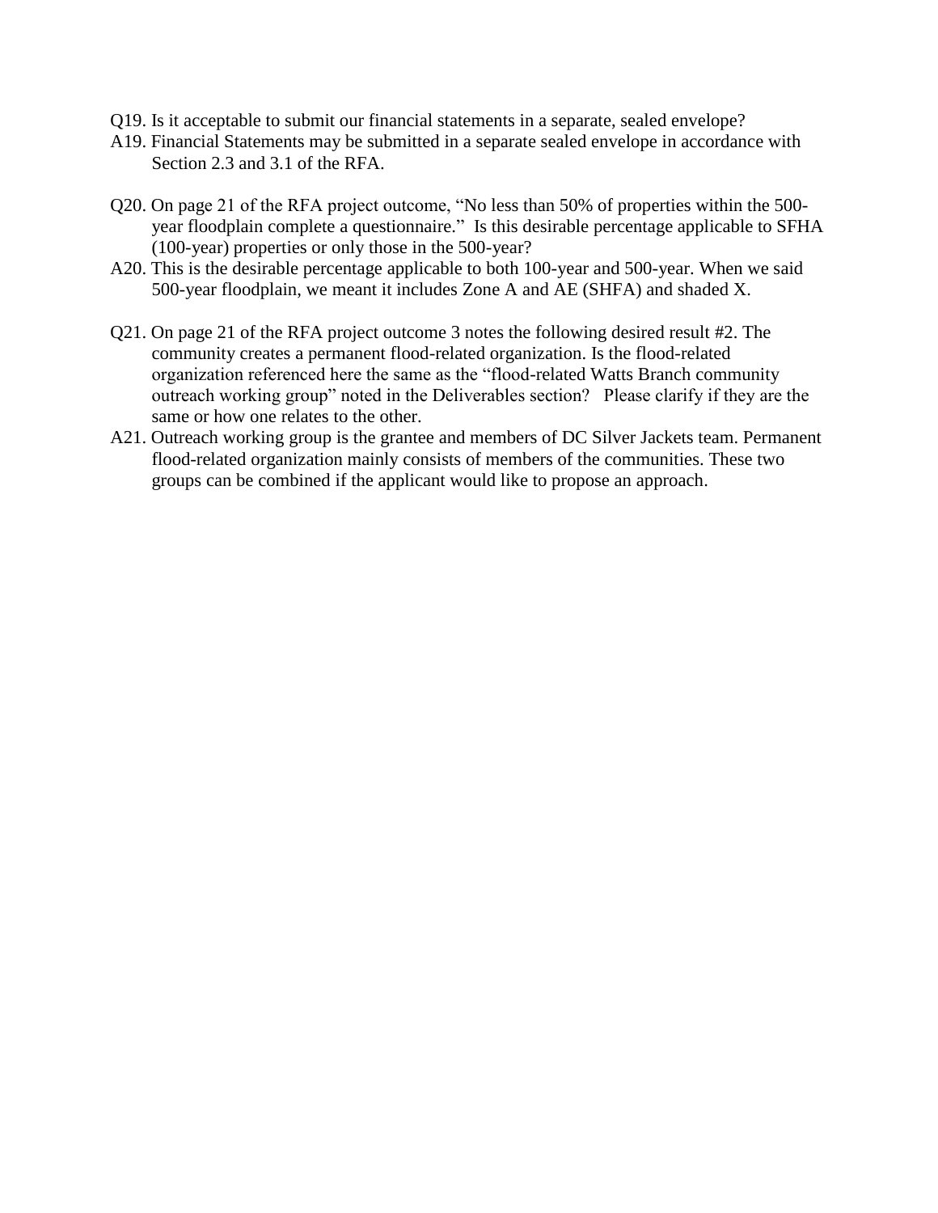Q19. Is it acceptable to submit our financial statements in a separate, sealed envelope?

A19. Financial Statements may be submitted in a separate sealed envelope in accordance with Section 2.3 and 3.1 of the RFA.

Q20. On page 21 of the RFA project outcome, "No less than 50% of properties within the 500-year floodplain complete a questionnaire." Is this desirable percentage applicable to SFHA (100-year) properties or only those in the 500-year?

A20. This is the desirable percentage applicable to both 100-year and 500-year. When we said 500-year floodplain, we meant it includes Zone A and AE (SHFA) and shaded X.

Q21. On page 21 of the RFA project outcome 3 notes the following desired result #2. The community creates a permanent flood-related organization. Is the flood-related organization referenced here the same as the "flood-related Watts Branch community outreach working group" noted in the Deliverables section? Please clarify if they are the same or how one relates to the other.

A21. Outreach working group is the grantee and members of DC Silver Jackets team. Permanent flood-related organization mainly consists of members of the communities. These two groups can be combined if the applicant would like to propose an approach.